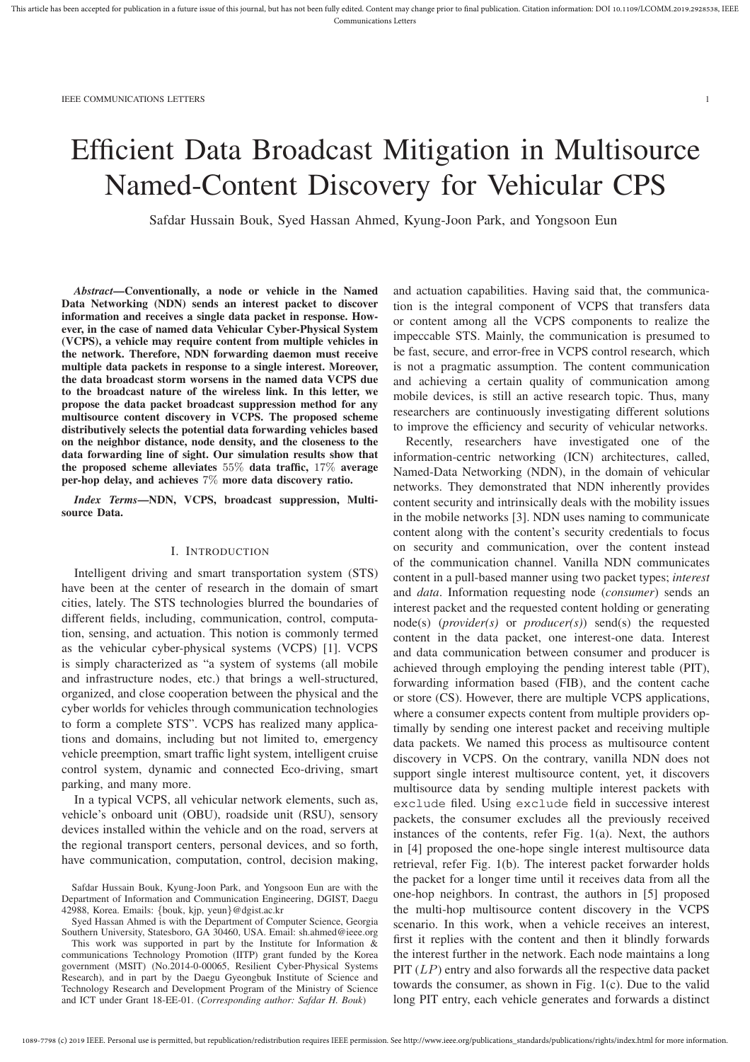# Efficient Data Broadcast Mitigation in Multisource Named-Content Discovery for Vehicular CPS

Safdar Hussain Bouk, Syed Hassan Ahmed, Kyung-Joon Park, and Yongsoon Eun

***Abstract*—Conventionally, a node or vehicle in the Named Data Networking (NDN) sends an interest packet to discover information and receives a single data packet in response. However, in the case of named data Vehicular Cyber-Physical System (VCPS), a vehicle may require content from multiple vehicles in the network. Therefore, NDN forwarding daemon must receive multiple data packets in response to a single interest. Moreover, the data broadcast storm worsens in the named data VCPS due to the broadcast nature of the wireless link. In this letter, we propose the data packet broadcast suppression method for any multisource content discovery in VCPS. The proposed scheme distributively selects the potential data forwarding vehicles based on the neighbor distance, node density, and the closeness to the data forwarding line of sight. Our simulation results show that the proposed scheme alleviates $55\%$ data traffic, $17\%$ average per-hop delay, and achieves $7\%$ more data discovery ratio.**

***Index Terms*—NDN, VCPS, broadcast suppression, Multisource Data.**

## I. Introduction

Intelligent driving and smart transportation system (STS) have been at the center of research in the domain of smart cities, lately. The STS technologies blurred the boundaries of different fields, including, communication, control, computation, sensing, and actuation. This notion is commonly termed as the vehicular cyber-physical systems (VCPS) [1]. VCPS is simply characterized as "a system of systems (all mobile and infrastructure nodes, etc.) that brings a well-structured, organized, and close cooperation between the physical and the cyber worlds for vehicles through communication technologies to form a complete STS". VCPS has realized many applications and domains, including but not limited to, emergency vehicle preemption, smart traffic light system, intelligent cruise control system, dynamic and connected Eco-driving, smart parking, and many more.

In a typical VCPS, all vehicular network elements, such as, vehicle's onboard unit (OBU), roadside unit (RSU), sensory devices installed within the vehicle and on the road, servers at the regional transport centers, personal devices, and so forth, have communication, computation, control, decision making, and actuation capabilities. Having said that, the communication is the integral component of VCPS that transfers data or content among all the VCPS components to realize the impeccable STS. Mainly, the communication is presumed to be fast, secure, and error-free in VCPS control research, which is not a pragmatic assumption. The content communication and achieving a certain quality of communication among mobile devices, is still an active research topic. Thus, many researchers are continuously investigating different solutions to improve the efficiency and security of vehicular networks.

Recently, researchers have investigated one of the information-centric networking (ICN) architectures, called, Named-Data Networking (NDN), in the domain of vehicular networks. They demonstrated that NDN inherently provides content security and intrinsically deals with the mobility issues in the mobile networks [3]. NDN uses naming to communicate content along with the content's security credentials to focus on security and communication, over the content instead of the communication channel. Vanilla NDN communicates content in a pull-based manner using two packet types; *interest* and *data*. Information requesting node (*consumer*) sends an interest packet and the requested content holding or generating node(s) (*provider(s)* or *producer(s)*) send(s) the requested content in the data packet, one interest-one data. Interest and data communication between consumer and producer is achieved through employing the pending interest table (PIT), forwarding information based (FIB), and the content cache or store (CS). However, there are multiple VCPS applications, where a consumer expects content from multiple providers optimally by sending one interest packet and receiving multiple data packets. We named this process as multisource content discovery in VCPS. On the contrary, vanilla NDN does not support single interest multisource content, yet, it discovers multisource data by sending multiple interest packets with `exclude` filed. Using `exclude` field in successive interest packets, the consumer excludes all the previously received instances of the contents, refer Fig. 1(a). Next, the authors in [4] proposed the one-hope single interest multisource data retrieval, refer Fig. 1(b). The interest packet forwarder holds the packet for a longer time until it receives data from all the one-hop neighbors. In contrast, the authors in [5] proposed the multi-hop multisource content discovery in the VCPS scenario. In this work, when a vehicle receives an interest, first it replies with the content and then it blindly forwards the interest further in the network. Each node maintains a long PIT ($LP$) entry and also forwards all the respective data packet towards the consumer, as shown in Fig. 1(c). Due to the valid long PIT entry, each vehicle generates and forwards a distinct

Safdar Hussain Bouk, Kyung-Joon Park, and Yongsoon Eun are with the Department of Information and Communication Engineering, DGIST, Daegu 42988, Korea. Emails: {bouk, kjp, yeun}@dgist.ac.kr

Syed Hassan Ahmed is with the Department of Computer Science, Georgia Southern University, Statesboro, GA 30460, USA. Email: sh.ahmed@ieee.org

This work was supported in part by the Institute for Information & communications Technology Promotion (IITP) grant funded by the Korea government (MSIT) (No.2014-0-00065, Resilient Cyber-Physical Systems Research), and in part by the Daegu Gyeongbuk Institute of Science and Technology Research and Development Program of the Ministry of Science and ICT under Grant 18-EE-01. (*Corresponding author: Safdar H. Bouk*)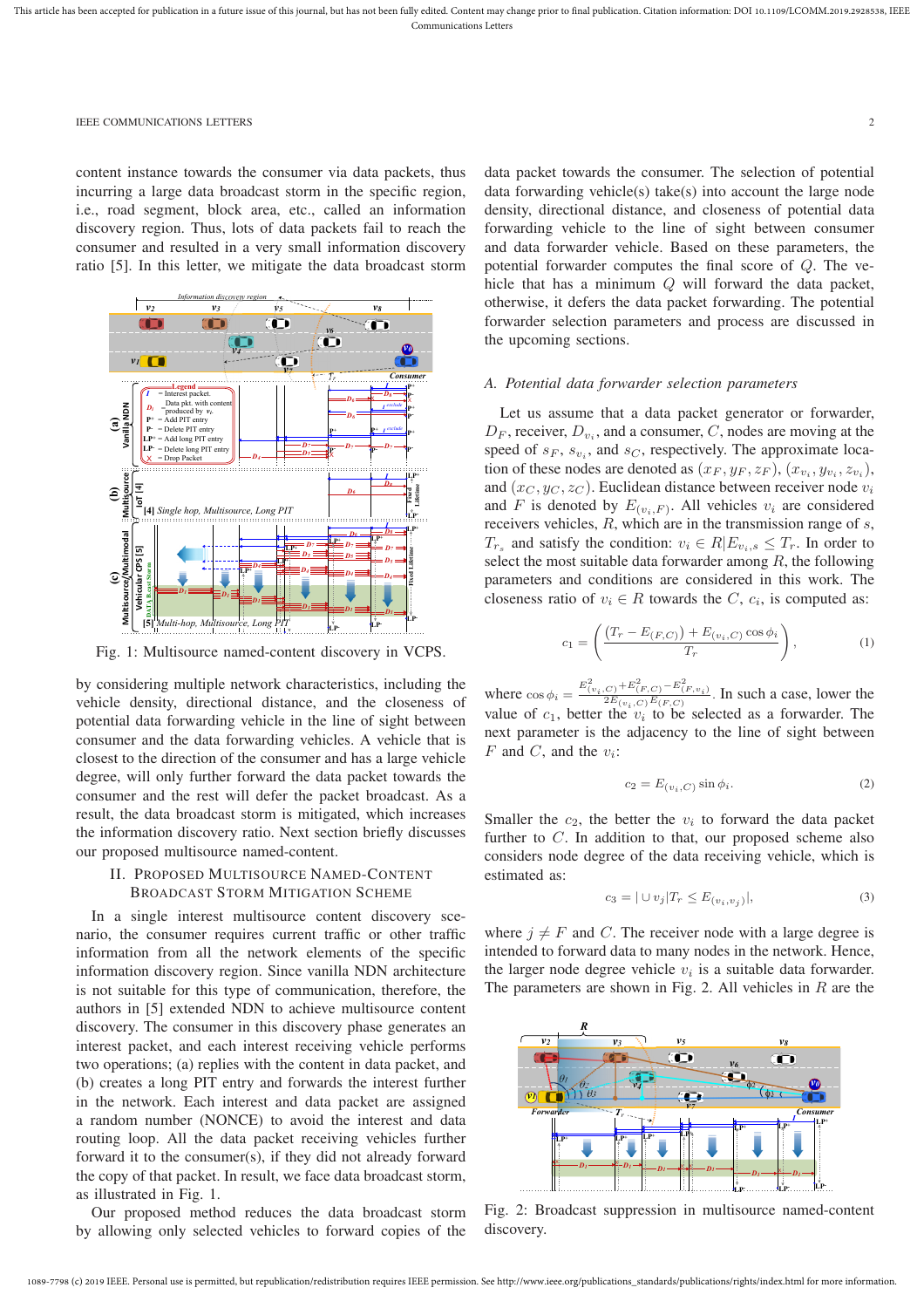content instance towards the consumer via data packets, thus incurring a large data broadcast storm in the specific region, i.e., road segment, block area, etc., called an information discovery region. Thus, lots of data packets fail to reach the consumer and resulted in a very small information discovery ratio [5]. In this letter, we mitigate the data broadcast storm by considering multiple network characteristics, including the vehicle density, directional distance, and the closeness of potential data forwarding vehicle in the line of sight between consumer and the data forwarding vehicles. A vehicle that is closest to the direction of the consumer and has a large vehicle degree, will only further forward the data packet towards the consumer and the rest will defer the packet broadcast. As a result, the data broadcast storm is mitigated, which increases the information discovery ratio. Next section briefly discusses our proposed multisource named-content.

Fig. 1: Multisource named-content discovery in VCPS.

## II. Proposed Multisource Named-Content Broadcast Storm Mitigation Scheme

In a single interest multisource content discovery scenario, the consumer requires current traffic or other traffic information from all the network elements of the specific information discovery region. Since vanilla NDN architecture is not suitable for this type of communication, therefore, the authors in [5] extended NDN to achieve multisource content discovery. The consumer in this discovery phase generates an interest packet, and each interest receiving vehicle performs two operations; (a) replies with the content in data packet, and (b) creates a long PIT entry and forwards the interest further in the network. Each interest and data packet are assigned a random number (NONCE) to avoid the interest and data routing loop. All the data packet receiving vehicles further forward it to the consumer(s), if they did not already forward the copy of that packet. In result, we face data broadcast storm, as illustrated in Fig. 1.

Our proposed method reduces the data broadcast storm by allowing only selected vehicles to forward copies of the data packet towards the consumer. The selection of potential data forwarding vehicle(s) take(s) into account the large node density, directional distance, and closeness of potential data forwarding vehicle to the line of sight between consumer and data forwarder vehicle. Based on these parameters, the potential forwarder computes the final score of $Q$. The vehicle that has a minimum $Q$ will forward the data packet, otherwise, it defers the data packet forwarding. The potential forwarder selection parameters and process are discussed in the upcoming sections.

### A. Potential data forwarder selection parameters

Let us assume that a data packet generator or forwarder, $D_F$, receiver, $D_{v_i}$, and a consumer, $C$, nodes are moving at the speed of $s_F$, $s_{v_i}$, and $s_C$, respectively. The approximate location of these nodes are denoted as $(x_F, y_F, z_F)$, $(x_{v_i}, y_{v_i}, z_{v_i})$, and $(x_C, y_C, z_C)$. Euclidean distance between receiver node $v_i$ and $F$ is denoted by $E_{(v_i,F)}$. All vehicles $v_i$ are considered receivers vehicles, $R$, which are in the transmission range of $s$, $T_{r_s}$ and satisfy the condition: $v_i \in R|E_{v_i,s} \leq T_r$. In order to select the most suitable data forwarder among $R$, the following parameters and conditions are considered in this work. The closeness ratio of $v_i \in R$ towards the $C$, $c_i$, is computed as:

$$c_1 = \left( \frac{(T_r - E_{(F,C)}) + E_{(v_i,C)} \cos \phi_i}{T_r} \right), \tag{1}$$

where $\cos \phi_i = \frac{E^2_{(v_i,C)} + E^2_{(F,C)} - E^2_{(F,v_i)}}{2E_{(v_i,C)}E_{(F,C)}}$. In such a case, lower the value of $c_1$, better the $v_i$ to be selected as a forwarder. The next parameter is the adjacency to the line of sight between $F$ and $C$, and the $v_i$:

$$c_2 = E_{(v_i,C)} \sin \phi_i. \tag{2}$$

Smaller the $c_2$, the better the $v_i$ to forward the data packet further to $C$. In addition to that, our proposed scheme also considers node degree of the data receiving vehicle, which is estimated as:

$$c_3 = |\cup v_j | T_r \leq E_{(v_i,v_j)}|, \tag{3}$$

where $j \neq F$ and $C$. The receiver node with a large degree is intended to forward data to many nodes in the network. Hence, the larger node degree vehicle $v_i$ is a suitable data forwarder. The parameters are shown in Fig. 2. All vehicles in $R$ are the

Fig. 2: Broadcast suppression in multisource named-content discovery.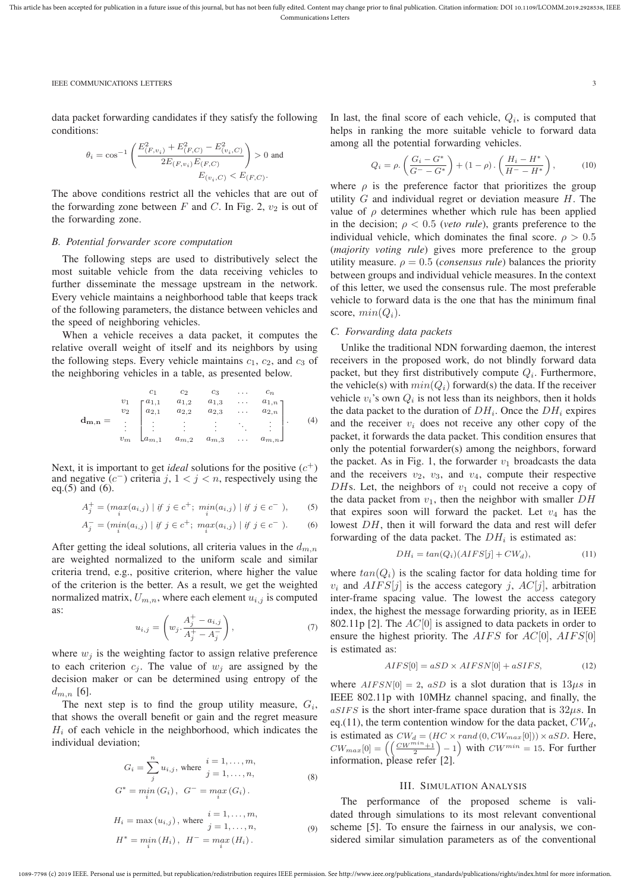data packet forwarding candidates if they satisfy the following conditions:

$$\theta_i = \cos^{-1}\left(\frac{E^2_{(F,v_i)} + E^2_{(F,C)} - E^2_{(v_i,C)}}{2E_{(F,v_i)}E_{(F,C)}}\right) > 0 \text{ and } E_{(v_i,C)} < E_{(F,C)}.$$

The above conditions restrict all the vehicles that are out of the forwarding zone between $F$ and $C$. In Fig. 2, $v_2$ is out of the forwarding zone.

### B. Potential forwarder score computation

The following steps are used to distributively select the most suitable vehicle from the data receiving vehicles to further disseminate the message upstream in the network. Every vehicle maintains a neighborhood table that keeps track of the following parameters, the distance between vehicles and the speed of neighboring vehicles.

When a vehicle receives a data packet, it computes the relative overall weight of itself and its neighbors by using the following steps. Every vehicle maintains $c_1$, $c_2$, and $c_3$ of the neighboring vehicles in a table, as presented below.

$$\mathbf{d_{m,n}} = \begin{array}{c} \\ v_1 \\ v_2 \\ \vdots \\ v_m \end{array} \begin{array}{c} \begin{array}{ccccc} c_1 & c_2 & c_3 & \dots & c_n \end{array} \\ \begin{bmatrix} a_{1,1} & a_{1,2} & a_{1,3} & \dots & a_{1,n} \\ a_{2,1} & a_{2,2} & a_{2,3} & \dots & a_{2,n} \\ \vdots & \vdots & \vdots & \ddots & \vdots \\ a_{m,1} & a_{m,2} & a_{m,3} & \dots & a_{m,n} \end{bmatrix} \end{array}. \tag{4}$$

Next, it is important to get *ideal* solutions for the positive ($c^+$) and negative ($c^-$) criteria $j$, $1 < j < n$, respectively using the eq.(5) and (6).

$$A^+_j = (\max_i(a_{i,j}) \mid \text{if } j \in c^+;\ \min_i(a_{i,j}) \mid \text{if } j \in c^-\ ), \tag{5}$$

$$A^-_j = (\min_i(a_{i,j}) \mid \text{if } j \in c^+;\ \max_i(a_{i,j}) \mid \text{if } j \in c^-\ ). \tag{6}$$

After getting the ideal solutions, all criteria values in the $d_{m,n}$ are weighted normalized to the uniform scale and similar criteria trend, e.g., positive criterion, where higher the value of the criterion is the better. As a result, we get the weighted normalized matrix, $U_{m,n}$, where each element $u_{i,j}$ is computed as:

$$u_{i,j} = \left(w_j . \frac{A^+_j - a_{i,j}}{A^+_j - A^-_j}\right), \tag{7}$$

where $w_j$ is the weighting factor to assign relative preference to each criterion $c_j$. The value of $w_j$ are assigned by the decision maker or can be determined using entropy of the $d_{m,n}$ [6].

The next step is to find the group utility measure, $G_i$, that shows the overall benefit or gain and the regret measure $H_i$ of each vehicle in the neighborhood, which indicates the individual deviation;

$$G_i = \sum_j^n u_{i,j}, \text{ where } \begin{array}{l} i = 1, \dots, m, \\ j = 1, \dots, n, \end{array} \qquad G^* = \min_i(G_i),\ G^- = \max_i(G_i). \tag{8}$$

$$H_i = \max(u_{i,j}), \text{ where } \begin{array}{l} i = 1, \dots, m, \\ j = 1, \dots, n, \end{array} \qquad H^* = \min_i(H_i),\ H^- = \max_i(H_i). \tag{9}$$

In last, the final score of each vehicle, $Q_i$, is computed that helps in ranking the more suitable vehicle to forward data among all the potential forwarding vehicles.

$$Q_i = \rho . \left(\frac{G_i - G^*}{G^- - G^*}\right) + (1-\rho) . \left(\frac{H_i - H^*}{H^- - H^*}\right), \tag{10}$$

where $\rho$ is the preference factor that prioritizes the group utility $G$ and individual regret or deviation measure $H$. The value of $\rho$ determines whether which rule has been applied in the decision; $\rho < 0.5$ (*veto rule*), grants preference to the individual vehicle, which dominates the final score. $\rho > 0.5$ (*majority voting rule*) gives more preference to the group utility measure. $\rho = 0.5$ (*consensus rule*) balances the priority between groups and individual vehicle measures. In the context of this letter, we used the consensus rule. The most preferable vehicle to forward data is the one that has the minimum final score, $min(Q_i)$.

### C. Forwarding data packets

Unlike the traditional NDN forwarding daemon, the interest receivers in the proposed work, do not blindly forward data packet, but they first distributively compute $Q_i$. Furthermore, the vehicle(s) with $min(Q_i)$ forward(s) the data. If the receiver vehicle $v_i$'s own $Q_i$ is not less than its neighbors, then it holds the data packet to the duration of $DH_i$. Once the $DH_i$ expires and the receiver $v_i$ does not receive any other copy of the packet, it forwards the data packet. This condition ensures that only the potential forwarder(s) among the neighbors, forward the packet. As in Fig. 1, the forwarder $v_1$ broadcasts the data and the receivers $v_2$, $v_3$, and $v_4$, compute their respective $DH$s. Let, the neighbors of $v_1$ could not receive a copy of the data packet from $v_1$, then the neighbor with smaller $DH$ that expires soon will forward the packet. Let $v_4$ has the lowest $DH$, then it will forward the data and rest will defer forwarding of the data packet. The $DH_i$ is estimated as:

$$DH_i = tan(Q_i)(AIFS[j] + CW_d), \tag{11}$$

where $tan(Q_i)$ is the scaling factor for data holding time for $v_i$ and $AIFS[j]$ is the access category $j$, $AC[j]$, arbitration inter-frame spacing value. The lowest the access category index, the highest the message forwarding priority, as in IEEE 802.11p [2]. The $AC[0]$ is assigned to data packets in order to ensure the highest priority. The $AIFS$ for $AC[0]$, $AIFS[0]$ is estimated as:

$$AIFS[0] = aSD \times AIFSN[0] + aSIFS, \tag{12}$$

where $AIFSN[0] = 2$, $aSD$ is a slot duration that is $13\mu s$ in IEEE 802.11p with 10MHz channel spacing, and finally, the $aSIFS$ is the short inter-frame space duration that is $32\mu s$. In eq.(11), the term contention window for the data packet, $CW_d$, is estimated as $CW_d = (HC \times rand(0, CW_{max}[0])) \times aSD$. Here, $CW_{max}[0] = \left(\left(\frac{CW^{min}+1}{2}\right) - 1\right)$ with $CW^{min} = 15$. For further information, please refer [2].

## III. Simulation Analysis

The performance of the proposed scheme is validated through simulations to its most relevant conventional scheme [5]. To ensure the fairness in our analysis, we considered similar simulation parameters as of the conventional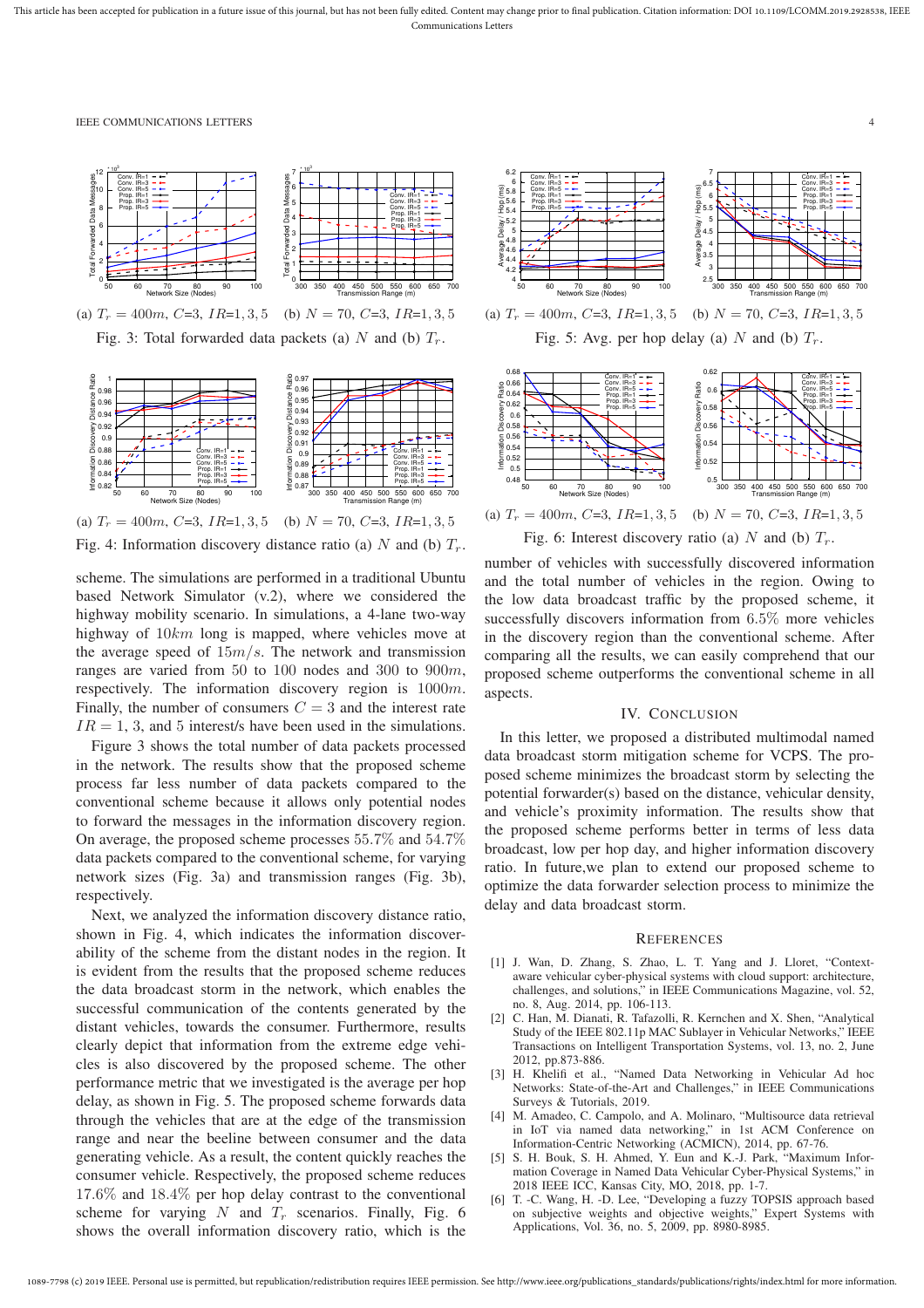Total Forwarded Data Messages
$\times 10^3$
Conv. IR=1
Conv. IR=3
Conv. IR=5
Prop. IR=1
Prop. IR=3
Prop. IR=5
Network Size (Nodes)

(a) $T_r = 400m$, $C$=3, $IR$=1, 3, 5

Total Forwarded Data Messages
$\times 10^3$
Transmission Range (m)

(b) $N = 70$, $C$=3, $IR$=1, 3, 5

Fig. 3: Total forwarded data packets (a) $N$ and (b) $T_r$.

Information Discovery Distance Ratio
Network Size (Nodes)

(a) $T_r = 400m$, $C$=3, $IR$=1, 3, 5

Information Discovery Distance Ratio
Transmission Range (m)

(b) $N = 70$, $C$=3, $IR$=1, 3, 5

Fig. 4: Information discovery distance ratio (a) $N$ and (b) $T_r$.

Average Delay / Hop (ms)
Network Size (Nodes)

(a) $T_r = 400m$, $C$=3, $IR$=1, 3, 5

Average Delay / Hop (ms)
Transmission Range (m)

(b) $N = 70$, $C$=3, $IR$=1, 3, 5

Fig. 5: Avg. per hop delay (a) $N$ and (b) $T_r$.

Information Discovery Ratio
Network Size (Nodes)

(a) $T_r = 400m$, $C$=3, $IR$=1, 3, 5

Information Discovery Ratio
Transmission Range (m)

(b) $N = 70$, $C$=3, $IR$=1, 3, 5

Fig. 6: Interest discovery ratio (a) $N$ and (b) $T_r$.

scheme. The simulations are performed in a traditional Ubuntu based Network Simulator (v.2), where we considered the highway mobility scenario. In simulations, a 4-lane two-way highway of $10km$ long is mapped, where vehicles move at the average speed of $15m/s$. The network and transmission ranges are varied from 50 to 100 nodes and 300 to $900m$, respectively. The information discovery region is $1000m$. Finally, the number of consumers $C = 3$ and the interest rate $IR = 1$, 3, and 5 interest/s have been used in the simulations.

Figure 3 shows the total number of data packets processed in the network. The results show that the proposed scheme process far less number of data packets compared to the conventional scheme because it allows only potential nodes to forward the messages in the information discovery region. On average, the proposed scheme processes 55.7% and 54.7% data packets compared to the conventional scheme, for varying network sizes (Fig. 3a) and transmission ranges (Fig. 3b), respectively.

Next, we analyzed the information discovery distance ratio, shown in Fig. 4, which indicates the information discoverability of the scheme from the distant nodes in the region. It is evident from the results that the proposed scheme reduces the data broadcast storm in the network, which enables the successful communication of the contents generated by the distant vehicles, towards the consumer. Furthermore, results clearly depict that information from the extreme edge vehicles is also discovered by the proposed scheme. The other performance metric that we investigated is the average per hop delay, as shown in Fig. 5. The proposed scheme forwards data through the vehicles that are at the edge of the transmission range and near the beeline between consumer and the data generating vehicle. As a result, the content quickly reaches the consumer vehicle. Respectively, the proposed scheme reduces 17.6% and 18.4% per hop delay contrast to the conventional scheme for varying $N$ and $T_r$ scenarios. Finally, Fig. 6 shows the overall information discovery ratio, which is the number of vehicles with successfully discovered information and the total number of vehicles in the region. Owing to the low data broadcast traffic by the proposed scheme, it successfully discovers information from 6.5% more vehicles in the discovery region than the conventional scheme. After comparing all the results, we can easily comprehend that our proposed scheme outperforms the conventional scheme in all aspects.

## IV. Conclusion

In this letter, we proposed a distributed multimodal named data broadcast storm mitigation scheme for VCPS. The proposed scheme minimizes the broadcast storm by selecting the potential forwarder(s) based on the distance, vehicular density, and vehicle's proximity information. The results show that the proposed scheme performs better in terms of less data broadcast, low per hop day, and higher information discovery ratio. In future,we plan to extend our proposed scheme to optimize the data forwarder selection process to minimize the delay and data broadcast storm.

## References

[1] J. Wan, D. Zhang, S. Zhao, L. T. Yang and J. Lloret, "Context-aware vehicular cyber-physical systems with cloud support: architecture, challenges, and solutions," in IEEE Communications Magazine, vol. 52, no. 8, Aug. 2014, pp. 106-113.

[2] C. Han, M. Dianati, R. Tafazolli, R. Kernchen and X. Shen, "Analytical Study of the IEEE 802.11p MAC Sublayer in Vehicular Networks," IEEE Transactions on Intelligent Transportation Systems, vol. 13, no. 2, June 2012, pp.873-886.

[3] H. Khelifi et al., "Named Data Networking in Vehicular Ad hoc Networks: State-of-the-Art and Challenges," in IEEE Communications Surveys & Tutorials, 2019.

[4] M. Amadeo, C. Campolo, and A. Molinaro, "Multisource data retrieval in IoT via named data networking," in 1st ACM Conference on Information-Centric Networking (ACMICN), 2014, pp. 67-76.

[5] S. H. Bouk, S. H. Ahmed, Y. Eun and K.-J. Park, "Maximum Information Coverage in Named Data Vehicular Cyber-Physical Systems," in 2018 IEEE ICC, Kansas City, MO, 2018, pp. 1-7.

[6] T. -C. Wang, H. -D. Lee, "Developing a fuzzy TOPSIS approach based on subjective weights and objective weights," Expert Systems with Applications, Vol. 36, no. 5, 2009, pp. 8980-8985.